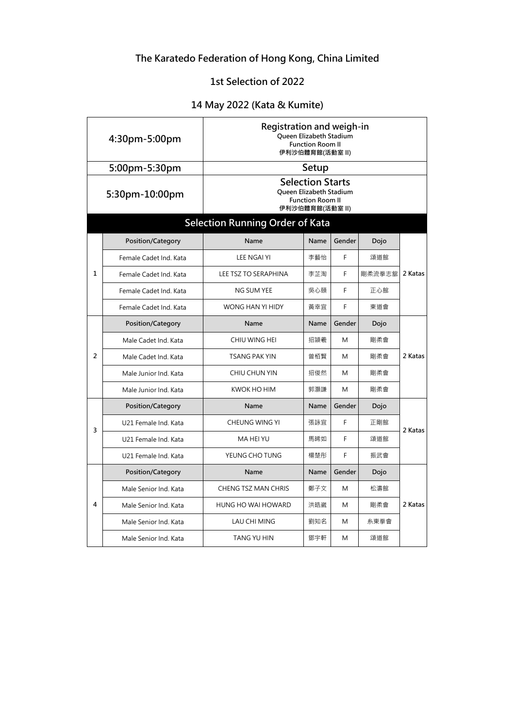# The Karatedo Federation of Hong Kong, China Limited

## 1st Selection of 2022

## 14 May 2022 (Kata & Kumite)

| Time | Schedule |
|---|---|
| 4:30pm-5:00pm | **Registration and weigh-in**<br>Queen Elizabeth Stadium<br>Function Room II<br>伊利沙伯體育館(活動室 II) |
| 5:00pm-5:30pm | **Setup** |
| 5:30pm-10:00pm | **Selection Starts**<br>Queen Elizabeth Stadium<br>Function Room II<br>伊利沙伯體育館(活動室 II) |

## Selection Running Order of Kata

| | Position/Category | Name | Name | Gender | Dojo | |
|---|---|---|---|---|---|---|
| 1 | Female Cadet Ind. Kata | LEE NGAI YI | 李藝怡 | F | 頌道館 | 2 Katas |
| | Female Cadet Ind. Kata | LEE TSZ TO SERAPHINA | 李芷淘 | F | 剛柔流拳志館 | |
| | Female Cadet Ind. Kata | NG SUM YEE | 吳心頤 | F | 正心館 | |
| | Female Cadet Ind. Kata | WONG HAN YI HIDY | 黃幸宜 | F | 東道會 | |
| | **Position/Category** | **Name** | **Name** | **Gender** | **Dojo** | |
| 2 | Male Cadet Ind. Kata | CHIU WING HEI | 招頴羲 | M | 剛柔會 | 2 Katas |
| | Male Cadet Ind. Kata | TSANG PAK YIN | 曾栢賢 | M | 剛柔會 | |
| | Male Junior Ind. Kata | CHIU CHUN YIN | 招俊然 | M | 剛柔會 | |
| | Male Junior Ind. Kata | KWOK HO HIM | 郭灝謙 | M | 剛柔會 | |
| | **Position/Category** | **Name** | **Name** | **Gender** | **Dojo** | |
| 3 | U21 Female Ind. Kata | CHEUNG WING YI | 張詠宜 | F | 正剛館 | 2 Katas |
| | U21 Female Ind. Kata | MA HEI YU | 馬晞如 | F | 頌道館 | |
| | U21 Female Ind. Kata | YEUNG CHO TUNG | 楊楚彤 | F | 振武會 | |
| | **Position/Category** | **Name** | **Name** | **Gender** | **Dojo** | |
| 4 | Male Senior Ind. Kata | CHENG TSZ MAN CHRIS | 鄭子文 | M | 松濤館 | 2 Katas |
| | Male Senior Ind. Kata | HUNG HO WAI HOWARD | 洪晧崴 | M | 剛柔會 | |
| | Male Senior Ind. Kata | LAU CHI MING | 劉知名 | M | 糸東拳會 | |
| | Male Senior Ind. Kata | TANG YU HIN | 鄧宇軒 | M | 頌道館 | |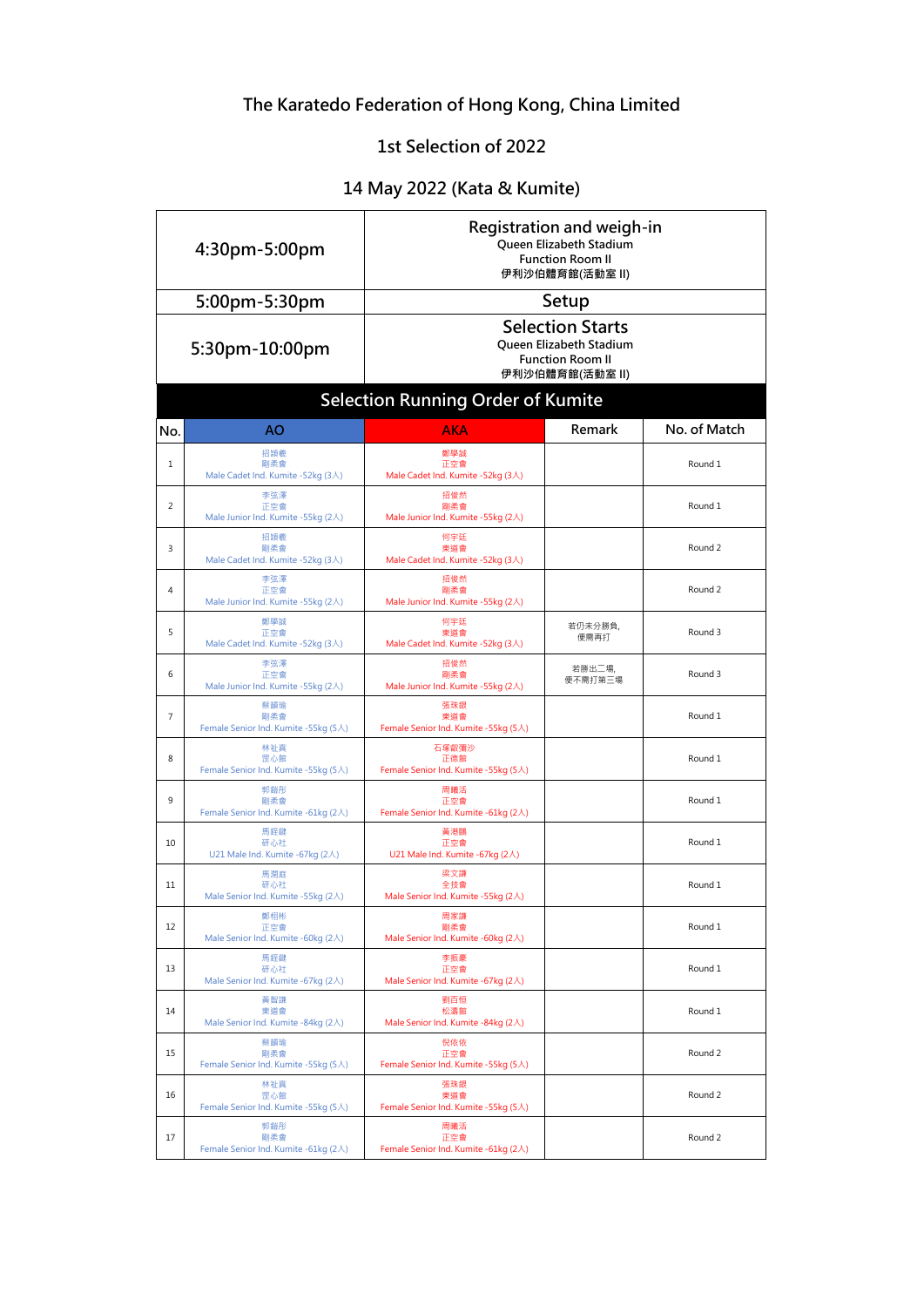# The Karatedo Federation of Hong Kong, China Limited

## 1st Selection of 2022

## 14 May 2022 (Kata & Kumite)

| | |
|---|---|
| 4:30pm-5:00pm | Registration and weigh-in<br>Queen Elizabeth Stadium<br>Function Room II<br>伊利沙伯體育館(活動室 II) |
| 5:00pm-5:30pm | Setup |
| 5:30pm-10:00pm | Selection Starts<br>Queen Elizabeth Stadium<br>Function Room II<br>伊利沙伯體育館(活動室 II) |

### Selection Running Order of Kumite

| No. | AO | AKA | Remark | No. of Match |
|---|---|---|---|---|
| 1 | 招頌羲<br>剛柔會<br>Male Cadet Ind. Kumite -52kg (3人) | 鄭學誠<br>正空會<br>Male Cadet Ind. Kumite -52kg (3人) | | Round 1 |
| 2 | 李弦澤<br>正空會<br>Male Junior Ind. Kumite -55kg (2人) | 招俊然<br>剛柔會<br>Male Junior Ind. Kumite -55kg (2人) | | Round 1 |
| 3 | 招頌羲<br>剛柔會<br>Male Cadet Ind. Kumite -52kg (3人) | 何宇廷<br>東道會<br>Male Cadet Ind. Kumite -52kg (3人) | | Round 2 |
| 4 | 李弦澤<br>正空會<br>Male Junior Ind. Kumite -55kg (2人) | 招俊然<br>剛柔會<br>Male Junior Ind. Kumite -55kg (2人) | | Round 2 |
| 5 | 鄭學誠<br>正空會<br>Male Cadet Ind. Kumite -52kg (3人) | 何宇廷<br>東道會<br>Male Cadet Ind. Kumite -52kg (3人) | 若仍未分勝負,<br>便需再打 | Round 3 |
| 6 | 李弦澤<br>正空會<br>Male Junior Ind. Kumite -55kg (2人) | 招俊然<br>剛柔會<br>Male Junior Ind. Kumite -55kg (2人) | 若勝出二場,<br>便不需打第三場 | Round 3 |
| 7 | 蔡韻瑜<br>剛柔會<br>Female Senior Ind. Kumite -55kg (5人) | 張玹銀<br>東道會<br>Female Senior Ind. Kumite -55kg (5人) | | Round 1 |
| 8 | 林祉真<br>罡心館<br>Female Senior Ind. Kumite -55kg (5人) | 石塚凱彌沙<br>正德館<br>Female Senior Ind. Kumite -55kg (5人) | | Round 1 |
| 9 | 郭懿彤<br>剛柔會<br>Female Senior Ind. Kumite -61kg (2人) | 周曦活<br>正空會<br>Female Senior Ind. Kumite -61kg (2人) | | Round 1 |
| 10 | 馬鋌鍵<br>研心社<br>U21 Male Ind. Kumite -67kg (2人) | 黃港鵬<br>正空會<br>U21 Male Ind. Kumite -67kg (2人) | | Round 1 |
| 11 | 馬潤庭<br>研心社<br>Male Senior Ind. Kumite -55kg (2人) | 梁文謙<br>全技會<br>Male Senior Ind. Kumite -55kg (2人) | | Round 1 |
| 12 | 鄭栩彬<br>正空會<br>Male Senior Ind. Kumite -60kg (2人) | 周家謙<br>剛柔會<br>Male Senior Ind. Kumite -60kg (2人) | | Round 1 |
| 13 | 馬鋌鍵<br>研心社<br>Male Senior Ind. Kumite -67kg (2人) | 李振豪<br>正空會<br>Male Senior Ind. Kumite -67kg (2人) | | Round 1 |
| 14 | 黃智謙<br>東道會<br>Male Senior Ind. Kumite -84kg (2人) | 劉百恒<br>松濤館<br>Male Senior Ind. Kumite -84kg (2人) | | Round 1 |
| 15 | 蔡韻瑜<br>剛柔會<br>Female Senior Ind. Kumite -55kg (5人) | 倪依依<br>正空會<br>Female Senior Ind. Kumite -55kg (5人) | | Round 2 |
| 16 | 林祉真<br>罡心館<br>Female Senior Ind. Kumite -55kg (5人) | 張玹銀<br>東道會<br>Female Senior Ind. Kumite -55kg (5人) | | Round 2 |
| 17 | 郭懿彤<br>剛柔會<br>Female Senior Ind. Kumite -61kg (2人) | 周曦活<br>正空會<br>Female Senior Ind. Kumite -61kg (2人) | | Round 2 |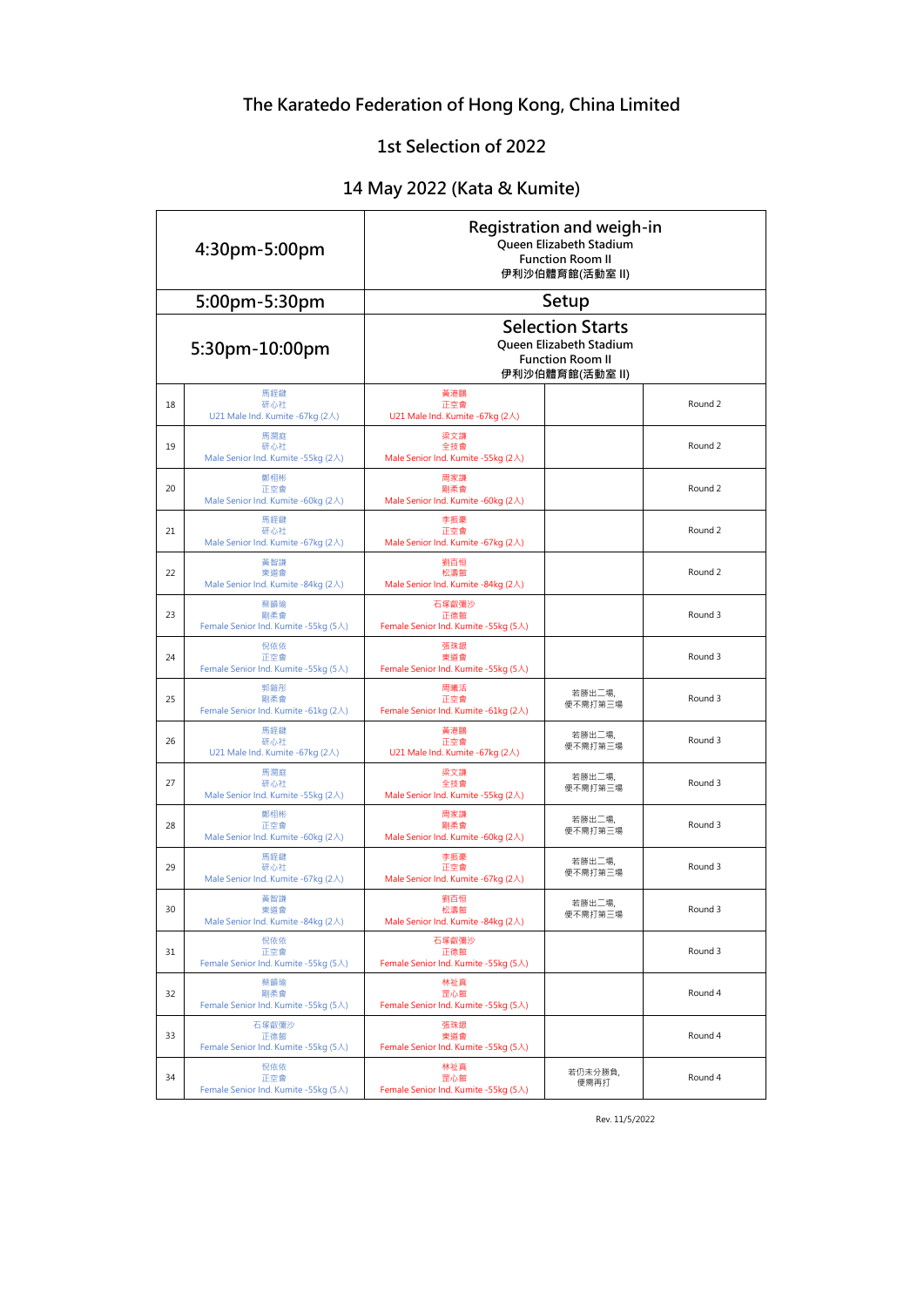# The Karatedo Federation of Hong Kong, China Limited

## 1st Selection of 2022

## 14 May 2022 (Kata & Kumite)

| | | | | |
|---|---|---|---|---|
| 4:30pm-5:00pm | | Registration and weigh-in<br>Queen Elizabeth Stadium<br>Function Room II<br>伊利沙伯體育館(活動室 II) | | |
| 5:00pm-5:30pm | | Setup | | |
| 5:30pm-10:00pm | | Selection Starts<br>Queen Elizabeth Stadium<br>Function Room II<br>伊利沙伯體育館(活動室 II) | | |
| 18 | 馬鋌鍵<br>研心社<br>U21 Male Ind. Kumite -67kg (2人) | 黃港鵬<br>正空會<br>U21 Male Ind. Kumite -67kg (2人) | | Round 2 |
| 19 | 馬潤庭<br>研心社<br>Male Senior Ind. Kumite -55kg (2人) | 梁文謙<br>全技會<br>Male Senior Ind. Kumite -55kg (2人) | | Round 2 |
| 20 | 鄭栩彬<br>正空會<br>Male Senior Ind. Kumite -60kg (2人) | 周家謙<br>剛柔會<br>Male Senior Ind. Kumite -60kg (2人) | | Round 2 |
| 21 | 馬鋌鍵<br>研心社<br>Male Senior Ind. Kumite -67kg (2人) | 李振豪<br>正空會<br>Male Senior Ind. Kumite -67kg (2人) | | Round 2 |
| 22 | 黃智謙<br>東道會<br>Male Senior Ind. Kumite -84kg (2人) | 劉百恒<br>松濤館<br>Male Senior Ind. Kumite -84kg (2人) | | Round 2 |
| 23 | 蔡曦瑜<br>剛柔會<br>Female Senior Ind. Kumite -55kg (5人) | 石塚叡彌沙<br>正德館<br>Female Senior Ind. Kumite -55kg (5人) | | Round 3 |
| 24 | 倪依依<br>正空會<br>Female Senior Ind. Kumite -55kg (5人) | 張珠銀<br>東道會<br>Female Senior Ind. Kumite -55kg (5人) | | Round 3 |
| 25 | 郭鎧彤<br>剛柔會<br>Female Senior Ind. Kumite -61kg (2人) | 周曦活<br>正空會<br>Female Senior Ind. Kumite -61kg (2人) | 若勝出二場,<br>便不需打第三場 | Round 3 |
| 26 | 馬鋌鍵<br>研心社<br>U21 Male Ind. Kumite -67kg (2人) | 黃港鵬<br>正空會<br>U21 Male Ind. Kumite -67kg (2人) | 若勝出二場,<br>便不需打第三場 | Round 3 |
| 27 | 馬潤庭<br>研心社<br>Male Senior Ind. Kumite -55kg (2人) | 梁文謙<br>全技會<br>Male Senior Ind. Kumite -55kg (2人) | 若勝出二場,<br>便不需打第三場 | Round 3 |
| 28 | 鄭栩彬<br>正空會<br>Male Senior Ind. Kumite -60kg (2人) | 周家謙<br>剛柔會<br>Male Senior Ind. Kumite -60kg (2人) | 若勝出二場,<br>便不需打第三場 | Round 3 |
| 29 | 馬鋌鍵<br>研心社<br>Male Senior Ind. Kumite -67kg (2人) | 李振豪<br>正空會<br>Male Senior Ind. Kumite -67kg (2人) | 若勝出二場,<br>便不需打第三場 | Round 3 |
| 30 | 黃智謙<br>東道會<br>Male Senior Ind. Kumite -84kg (2人) | 劉百恒<br>松濤館<br>Male Senior Ind. Kumite -84kg (2人) | 若勝出二場,<br>便不需打第三場 | Round 3 |
| 31 | 倪依依<br>正空會<br>Female Senior Ind. Kumite -55kg (5人) | 石塚叡彌沙<br>正德館<br>Female Senior Ind. Kumite -55kg (5人) | | Round 3 |
| 32 | 蔡曦瑜<br>剛柔會<br>Female Senior Ind. Kumite -55kg (5人) | 林祉真<br>罡心館<br>Female Senior Ind. Kumite -55kg (5人) | | Round 4 |
| 33 | 石塚叡彌沙<br>正德館<br>Female Senior Ind. Kumite -55kg (5人) | 張珠銀<br>東道會<br>Female Senior Ind. Kumite -55kg (5人) | | Round 4 |
| 34 | 倪依依<br>正空會<br>Female Senior Ind. Kumite -55kg (5人) | 林祉真<br>罡心館<br>Female Senior Ind. Kumite -55kg (5人) | 若仍未分勝負,<br>便需再打 | Round 4 |

Rev. 11/5/2022